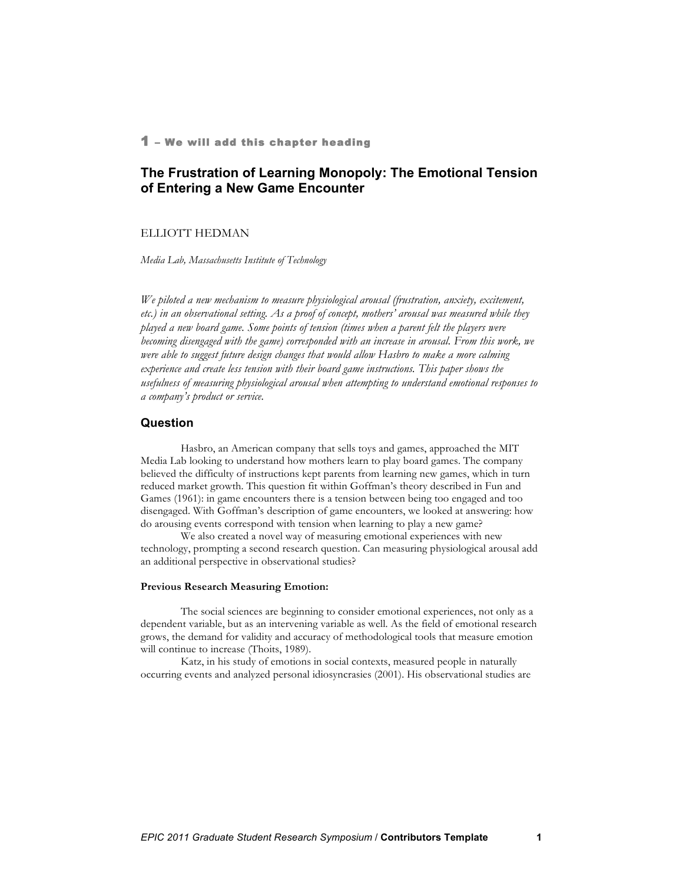**1 – We will add this chapter heading**

# The Frustration of Learning Monopoly: The Emotional Tension of Entering a New Game Encounter

ELLIOTT HEDMAN

*Media Lab, Massachusetts Institute of Technology*

*We piloted a new mechanism to measure physiological arousal (frustration, anxiety, excitement, etc.) in an observational setting. As a proof of concept, mothers' arousal was measured while they played a new board game. Some points of tension (times when a parent felt the players were becoming disengaged with the game) corresponded with an increase in arousal. From this work, we were able to suggest future design changes that would allow Hasbro to make a more calming experience and create less tension with their board game instructions. This paper shows the usefulness of measuring physiological arousal when attempting to understand emotional responses to a company's product or service.*

## Question

Hasbro, an American company that sells toys and games, approached the MIT Media Lab looking to understand how mothers learn to play board games. The company believed the difficulty of instructions kept parents from learning new games, which in turn reduced market growth. This question fit within Goffman's theory described in Fun and Games (1961): in game encounters there is a tension between being too engaged and too disengaged. With Goffman's description of game encounters, we looked at answering: how do arousing events correspond with tension when learning to play a new game?

We also created a novel way of measuring emotional experiences with new technology, prompting a second research question. Can measuring physiological arousal add an additional perspective in observational studies?

### Previous Research Measuring Emotion:

The social sciences are beginning to consider emotional experiences, not only as a dependent variable, but as an intervening variable as well. As the field of emotional research grows, the demand for validity and accuracy of methodological tools that measure emotion will continue to increase (Thoits, 1989).

Katz, in his study of emotions in social contexts, measured people in naturally occurring events and analyzed personal idiosyncrasies (2001). His observational studies are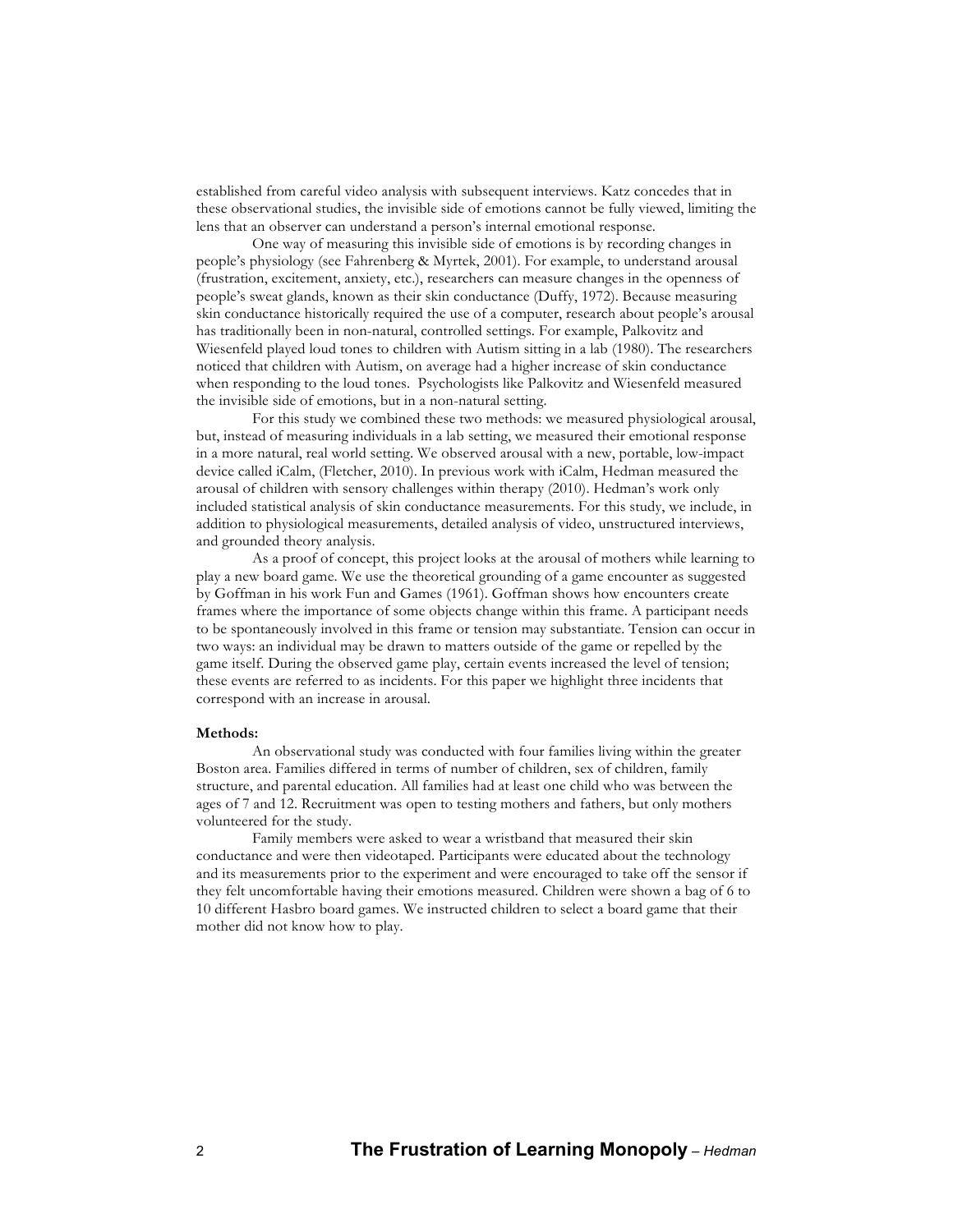established from careful video analysis with subsequent interviews. Katz concedes that in these observational studies, the invisible side of emotions cannot be fully viewed, limiting the lens that an observer can understand a person's internal emotional response.

One way of measuring this invisible side of emotions is by recording changes in people's physiology (see Fahrenberg & Myrtek, 2001). For example, to understand arousal (frustration, excitement, anxiety, etc.), researchers can measure changes in the openness of people's sweat glands, known as their skin conductance (Duffy, 1972). Because measuring skin conductance historically required the use of a computer, research about people's arousal has traditionally been in non-natural, controlled settings. For example, Palkovitz and Wiesenfeld played loud tones to children with Autism sitting in a lab (1980). The researchers noticed that children with Autism, on average had a higher increase of skin conductance when responding to the loud tones. Psychologists like Palkovitz and Wiesenfeld measured the invisible side of emotions, but in a non-natural setting.

For this study we combined these two methods: we measured physiological arousal, but, instead of measuring individuals in a lab setting, we measured their emotional response in a more natural, real world setting. We observed arousal with a new, portable, low-impact device called iCalm, (Fletcher, 2010). In previous work with iCalm, Hedman measured the arousal of children with sensory challenges within therapy (2010). Hedman's work only included statistical analysis of skin conductance measurements. For this study, we include, in addition to physiological measurements, detailed analysis of video, unstructured interviews, and grounded theory analysis.

As a proof of concept, this project looks at the arousal of mothers while learning to play a new board game. We use the theoretical grounding of a game encounter as suggested by Goffman in his work Fun and Games (1961). Goffman shows how encounters create frames where the importance of some objects change within this frame. A participant needs to be spontaneously involved in this frame or tension may substantiate. Tension can occur in two ways: an individual may be drawn to matters outside of the game or repelled by the game itself. During the observed game play, certain events increased the level of tension; these events are referred to as incidents. For this paper we highlight three incidents that correspond with an increase in arousal.

**Methods:**

An observational study was conducted with four families living within the greater Boston area. Families differed in terms of number of children, sex of children, family structure, and parental education. All families had at least one child who was between the ages of 7 and 12. Recruitment was open to testing mothers and fathers, but only mothers volunteered for the study.

Family members were asked to wear a wristband that measured their skin conductance and were then videotaped. Participants were educated about the technology and its measurements prior to the experiment and were encouraged to take off the sensor if they felt uncomfortable having their emotions measured. Children were shown a bag of 6 to 10 different Hasbro board games. We instructed children to select a board game that their mother did not know how to play.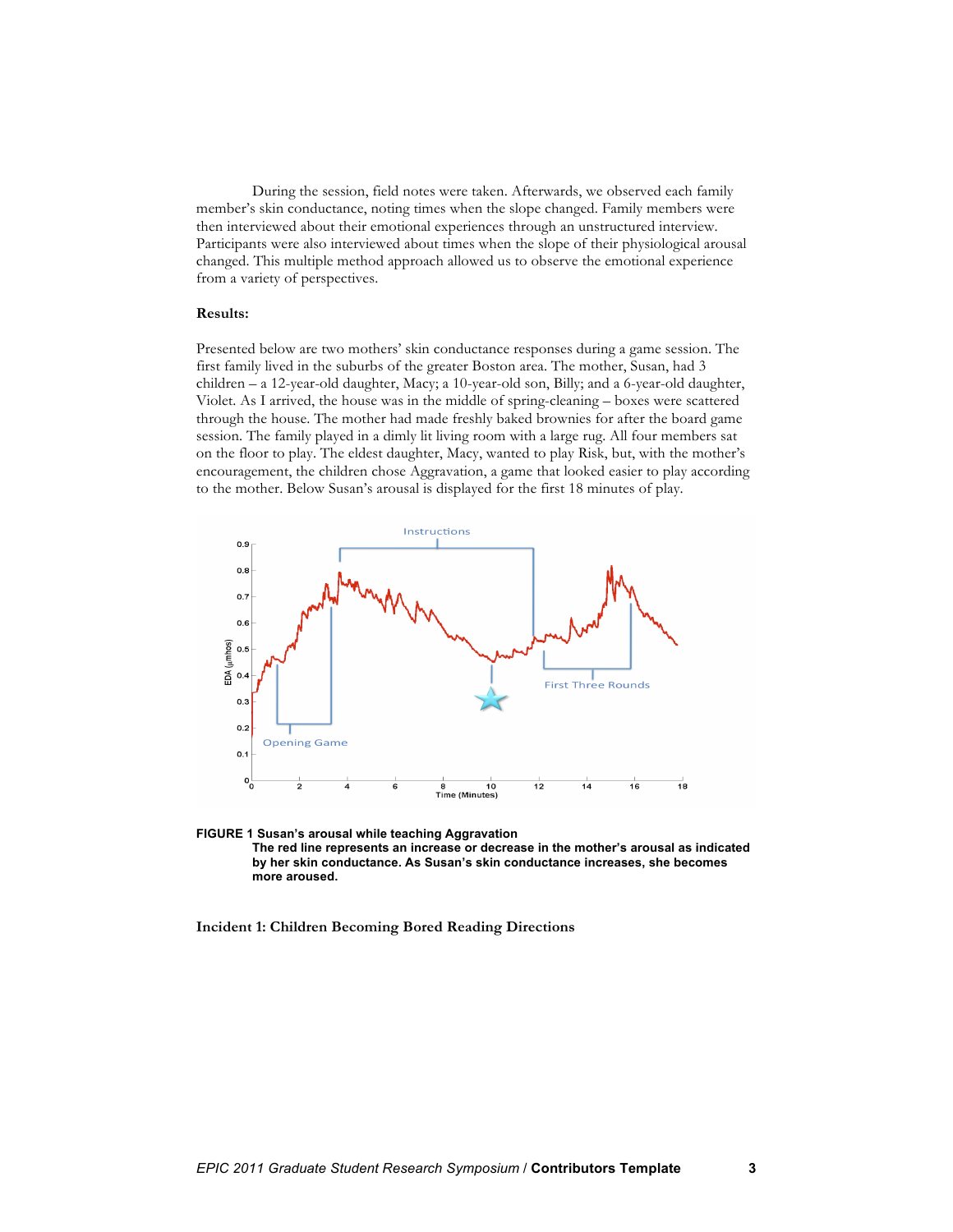During the session, field notes were taken. Afterwards, we observed each family member's skin conductance, noting times when the slope changed. Family members were then interviewed about their emotional experiences through an unstructured interview. Participants were also interviewed about times when the slope of their physiological arousal changed. This multiple method approach allowed us to observe the emotional experience from a variety of perspectives.

**Results:**

Presented below are two mothers' skin conductance responses during a game session. The first family lived in the suburbs of the greater Boston area. The mother, Susan, had 3 children – a 12-year-old daughter, Macy; a 10-year-old son, Billy; and a 6-year-old daughter, Violet. As I arrived, the house was in the middle of spring-cleaning – boxes were scattered through the house. The mother had made freshly baked brownies for after the board game session. The family played in a dimly lit living room with a large rug. All four members sat on the floor to play. The eldest daughter, Macy, wanted to play Risk, but, with the mother's encouragement, the children chose Aggravation, a game that looked easier to play according to the mother. Below Susan's arousal is displayed for the first 18 minutes of play.

**FIGURE 1 Susan's arousal while teaching Aggravation**
**The red line represents an increase or decrease in the mother's arousal as indicated by her skin conductance. As Susan's skin conductance increases, she becomes more aroused.**

**Incident 1: Children Becoming Bored Reading Directions**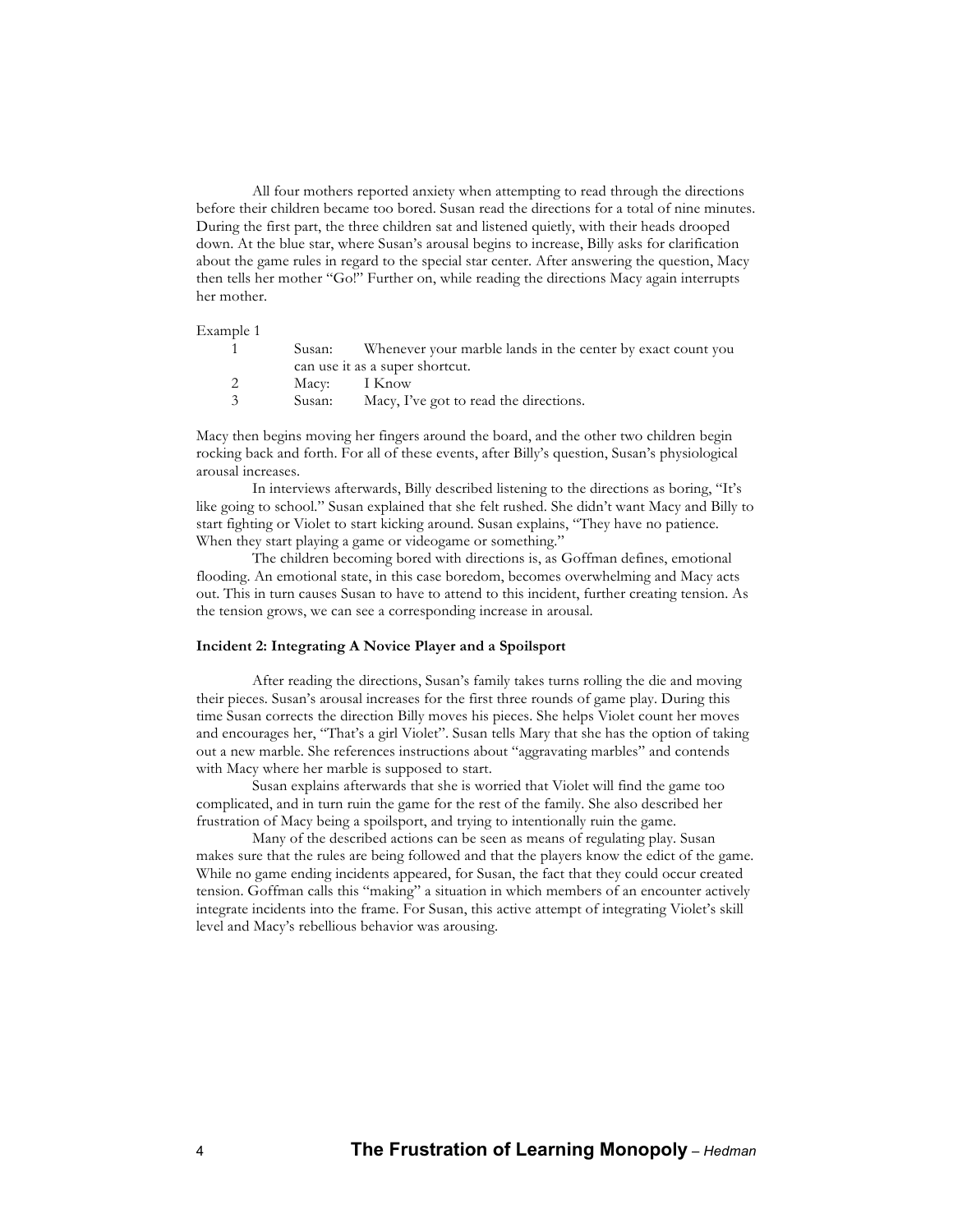All four mothers reported anxiety when attempting to read through the directions before their children became too bored. Susan read the directions for a total of nine minutes. During the first part, the three children sat and listened quietly, with their heads drooped down. At the blue star, where Susan's arousal begins to increase, Billy asks for clarification about the game rules in regard to the special star center. After answering the question, Macy then tells her mother "Go!" Further on, while reading the directions Macy again interrupts her mother.

Example 1

| | | |
|---|---|---|
| 1 | Susan: | Whenever your marble lands in the center by exact count you can use it as a super shortcut. |
| 2 | Macy: | I Know |
| 3 | Susan: | Macy, I've got to read the directions. |

Macy then begins moving her fingers around the board, and the other two children begin rocking back and forth. For all of these events, after Billy's question, Susan's physiological arousal increases.

In interviews afterwards, Billy described listening to the directions as boring, "It's like going to school." Susan explained that she felt rushed. She didn't want Macy and Billy to start fighting or Violet to start kicking around. Susan explains, "They have no patience. When they start playing a game or videogame or something."

The children becoming bored with directions is, as Goffman defines, emotional flooding. An emotional state, in this case boredom, becomes overwhelming and Macy acts out. This in turn causes Susan to have to attend to this incident, further creating tension. As the tension grows, we can see a corresponding increase in arousal.

### Incident 2: Integrating A Novice Player and a Spoilsport

After reading the directions, Susan's family takes turns rolling the die and moving their pieces. Susan's arousal increases for the first three rounds of game play. During this time Susan corrects the direction Billy moves his pieces. She helps Violet count her moves and encourages her, "That's a girl Violet". Susan tells Mary that she has the option of taking out a new marble. She references instructions about "aggravating marbles" and contends with Macy where her marble is supposed to start.

Susan explains afterwards that she is worried that Violet will find the game too complicated, and in turn ruin the game for the rest of the family. She also described her frustration of Macy being a spoilsport, and trying to intentionally ruin the game.

Many of the described actions can be seen as means of regulating play. Susan makes sure that the rules are being followed and that the players know the edict of the game. While no game ending incidents appeared, for Susan, the fact that they could occur created tension. Goffman calls this "making" a situation in which members of an encounter actively integrate incidents into the frame. For Susan, this active attempt of integrating Violet's skill level and Macy's rebellious behavior was arousing.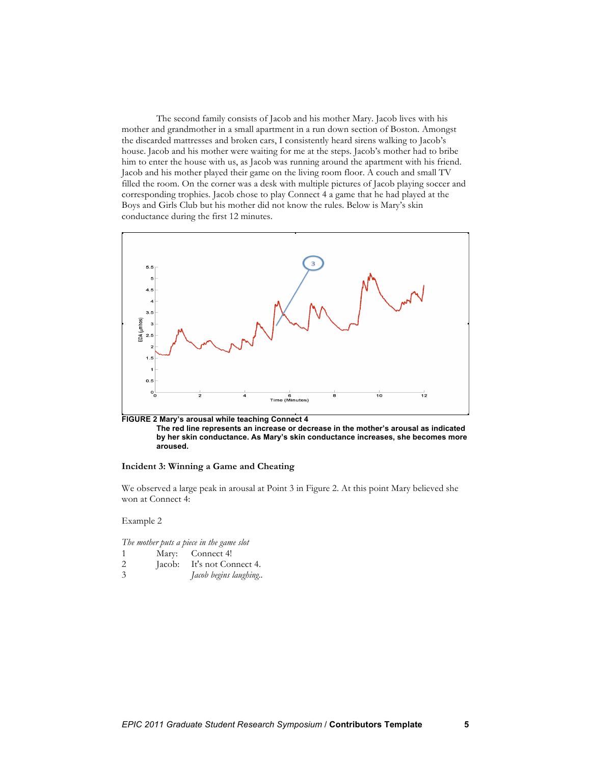The second family consists of Jacob and his mother Mary. Jacob lives with his mother and grandmother in a small apartment in a run down section of Boston. Amongst the discarded mattresses and broken cars, I consistently heard sirens walking to Jacob's house. Jacob and his mother were waiting for me at the steps. Jacob's mother had to bribe him to enter the house with us, as Jacob was running around the apartment with his friend. Jacob and his mother played their game on the living room floor. A couch and small TV filled the room. On the corner was a desk with multiple pictures of Jacob playing soccer and corresponding trophies. Jacob chose to play Connect 4 a game that he had played at the Boys and Girls Club but his mother did not know the rules. Below is Mary's skin conductance during the first 12 minutes.

**FIGURE 2 Mary's arousal while teaching Connect 4**

**The red line represents an increase or decrease in the mother's arousal as indicated by her skin conductance. As Mary's skin conductance increases, she becomes more aroused.**

### Incident 3: Winning a Game and Cheating

We observed a large peak in arousal at Point 3 in Figure 2. At this point Mary believed she won at Connect 4:

Example 2

*The mother puts a piece in the game slot*

| | | |
|---|---|---|
| 1 | Mary: | Connect 4! |
| 2 | Jacob: | It's not Connect 4. |
| 3 | | *Jacob begins laughing..* |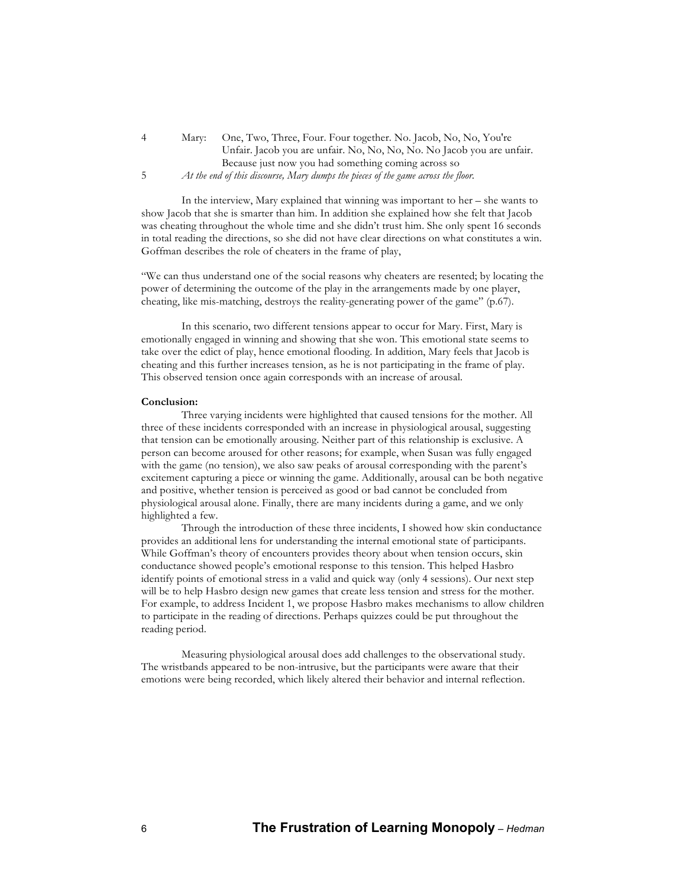4 Mary: One, Two, Three, Four. Four together. No. Jacob, No, No, You're Unfair. Jacob you are unfair. No, No, No, No. No Jacob you are unfair. Because just now you had something coming across so

5 *At the end of this discourse, Mary dumps the pieces of the game across the floor.*

In the interview, Mary explained that winning was important to her – she wants to show Jacob that she is smarter than him. In addition she explained how she felt that Jacob was cheating throughout the whole time and she didn't trust him. She only spent 16 seconds in total reading the directions, so she did not have clear directions on what constitutes a win. Goffman describes the role of cheaters in the frame of play,

"We can thus understand one of the social reasons why cheaters are resented; by locating the power of determining the outcome of the play in the arrangements made by one player, cheating, like mis-matching, destroys the reality-generating power of the game" (p.67).

In this scenario, two different tensions appear to occur for Mary. First, Mary is emotionally engaged in winning and showing that she won. This emotional state seems to take over the edict of play, hence emotional flooding. In addition, Mary feels that Jacob is cheating and this further increases tension, as he is not participating in the frame of play. This observed tension once again corresponds with an increase of arousal.

**Conclusion:**

Three varying incidents were highlighted that caused tensions for the mother. All three of these incidents corresponded with an increase in physiological arousal, suggesting that tension can be emotionally arousing. Neither part of this relationship is exclusive. A person can become aroused for other reasons; for example, when Susan was fully engaged with the game (no tension), we also saw peaks of arousal corresponding with the parent's excitement capturing a piece or winning the game. Additionally, arousal can be both negative and positive, whether tension is perceived as good or bad cannot be concluded from physiological arousal alone. Finally, there are many incidents during a game, and we only highlighted a few.

Through the introduction of these three incidents, I showed how skin conductance provides an additional lens for understanding the internal emotional state of participants. While Goffman's theory of encounters provides theory about when tension occurs, skin conductance showed people's emotional response to this tension. This helped Hasbro identify points of emotional stress in a valid and quick way (only 4 sessions). Our next step will be to help Hasbro design new games that create less tension and stress for the mother. For example, to address Incident 1, we propose Hasbro makes mechanisms to allow children to participate in the reading of directions. Perhaps quizzes could be put throughout the reading period.

Measuring physiological arousal does add challenges to the observational study. The wristbands appeared to be non-intrusive, but the participants were aware that their emotions were being recorded, which likely altered their behavior and internal reflection.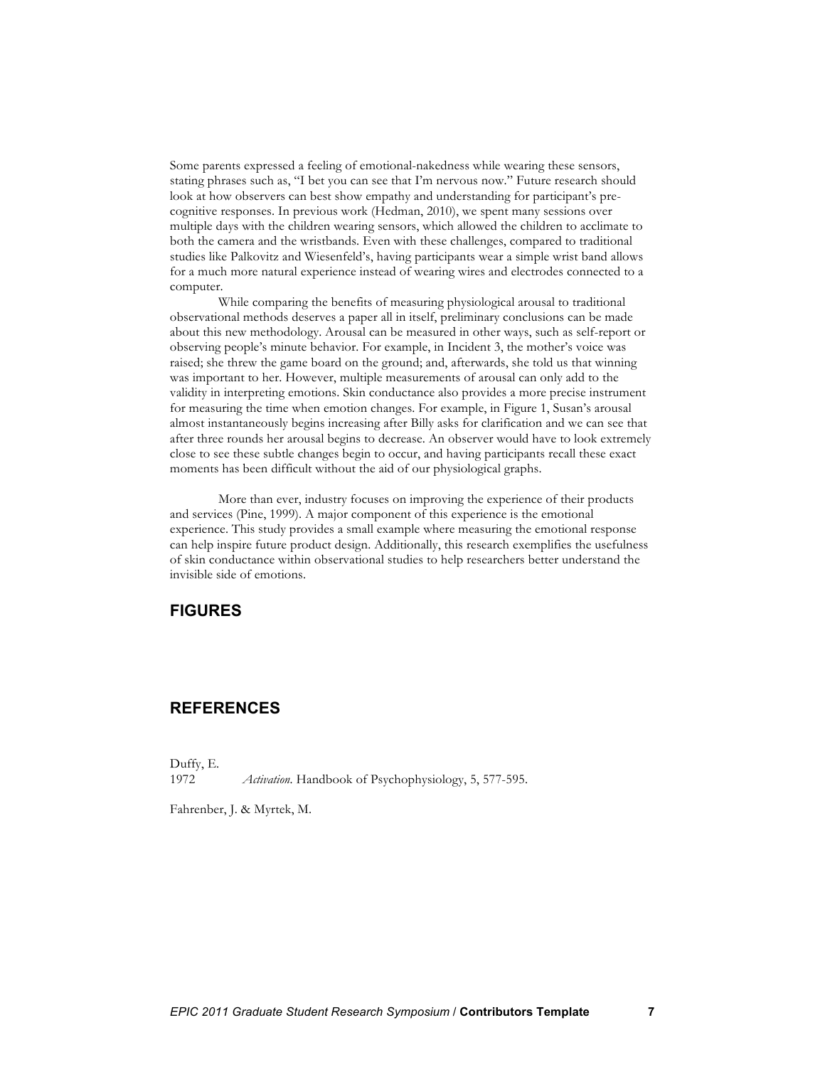Some parents expressed a feeling of emotional-nakedness while wearing these sensors, stating phrases such as, "I bet you can see that I'm nervous now." Future research should look at how observers can best show empathy and understanding for participant's pre-cognitive responses. In previous work (Hedman, 2010), we spent many sessions over multiple days with the children wearing sensors, which allowed the children to acclimate to both the camera and the wristbands. Even with these challenges, compared to traditional studies like Palkovitz and Wiesenfeld's, having participants wear a simple wrist band allows for a much more natural experience instead of wearing wires and electrodes connected to a computer.

While comparing the benefits of measuring physiological arousal to traditional observational methods deserves a paper all in itself, preliminary conclusions can be made about this new methodology. Arousal can be measured in other ways, such as self-report or observing people's minute behavior. For example, in Incident 3, the mother's voice was raised; she threw the game board on the ground; and, afterwards, she told us that winning was important to her. However, multiple measurements of arousal can only add to the validity in interpreting emotions. Skin conductance also provides a more precise instrument for measuring the time when emotion changes. For example, in Figure 1, Susan's arousal almost instantaneously begins increasing after Billy asks for clarification and we can see that after three rounds her arousal begins to decrease. An observer would have to look extremely close to see these subtle changes begin to occur, and having participants recall these exact moments has been difficult without the aid of our physiological graphs.

More than ever, industry focuses on improving the experience of their products and services (Pine, 1999). A major component of this experience is the emotional experience. This study provides a small example where measuring the emotional response can help inspire future product design. Additionally, this research exemplifies the usefulness of skin conductance within observational studies to help researchers better understand the invisible side of emotions.

## FIGURES

## REFERENCES

Duffy, E.
1972 *Activation.* Handbook of Psychophysiology, 5, 577-595.

Fahrenber, J. & Myrtek, M.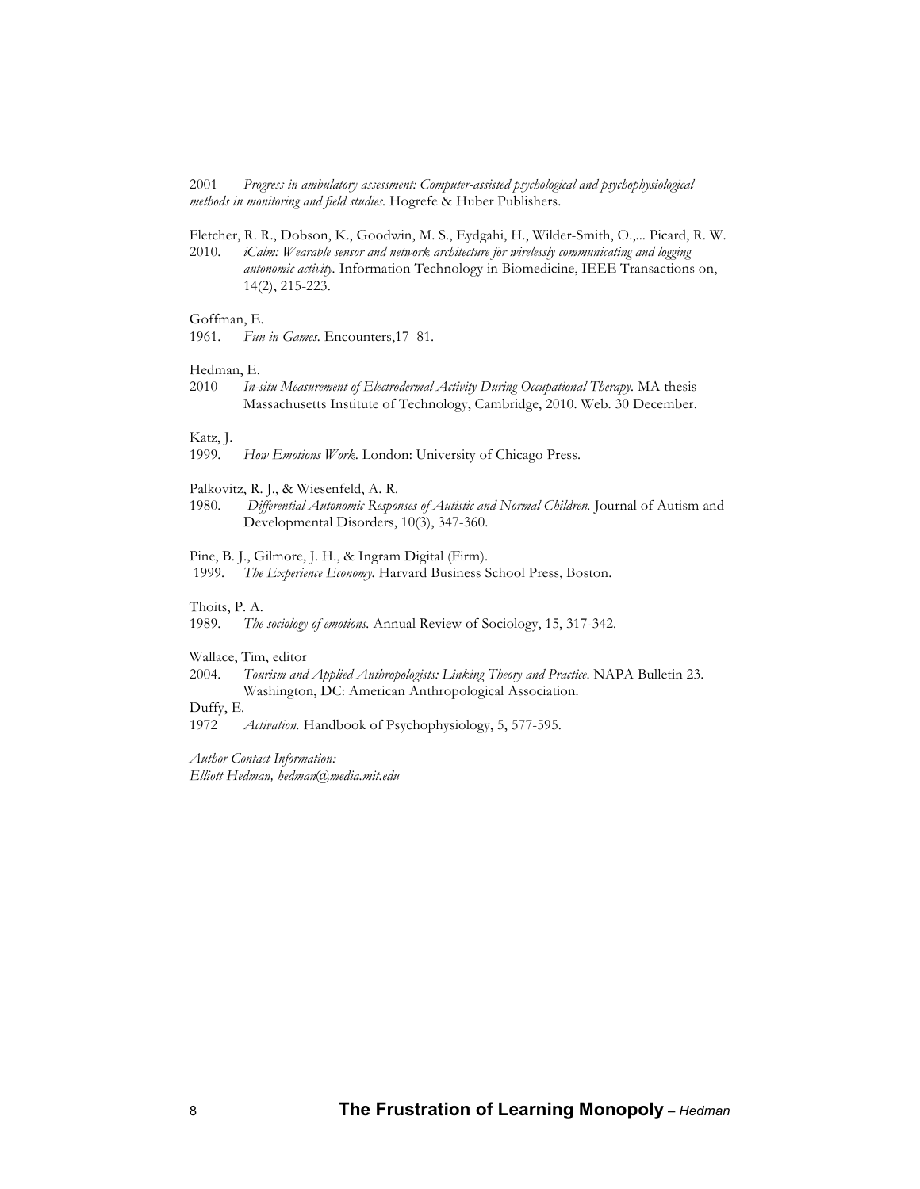2001 *Progress in ambulatory assessment: Computer-assisted psychological and psychophysiological methods in monitoring and field studies.* Hogrefe & Huber Publishers.

Fletcher, R. R., Dobson, K., Goodwin, M. S., Eydgahi, H., Wilder-Smith, O.,... Picard, R. W.
2010. *iCalm: Wearable sensor and network architecture for wirelessly communicating and logging autonomic activity.* Information Technology in Biomedicine, IEEE Transactions on, 14(2), 215-223.

Goffman, E.
1961. *Fun in Games*. Encounters,17–81.

Hedman, E.
2010 *In-situ Measurement of Electrodermal Activity During Occupational Therapy.* MA thesis Massachusetts Institute of Technology, Cambridge, 2010. Web. 30 December.

Katz, J.
1999. *How Emotions Work*. London: University of Chicago Press.

Palkovitz, R. J., & Wiesenfeld, A. R.
1980. *Differential Autonomic Responses of Autistic and Normal Children.* Journal of Autism and Developmental Disorders, 10(3), 347-360.

Pine, B. J., Gilmore, J. H., & Ingram Digital (Firm).
1999. *The Experience Economy.* Harvard Business School Press, Boston.

Thoits, P. A.
1989. *The sociology of emotions.* Annual Review of Sociology, 15, 317-342.

Wallace, Tim, editor
2004. *Tourism and Applied Anthropologists: Linking Theory and Practice*. NAPA Bulletin 23. Washington, DC: American Anthropological Association.

Duffy, E.
1972 *Activation.* Handbook of Psychophysiology, 5, 577-595.

*Author Contact Information:*
*Elliott Hedman, hedman@media.mit.edu*